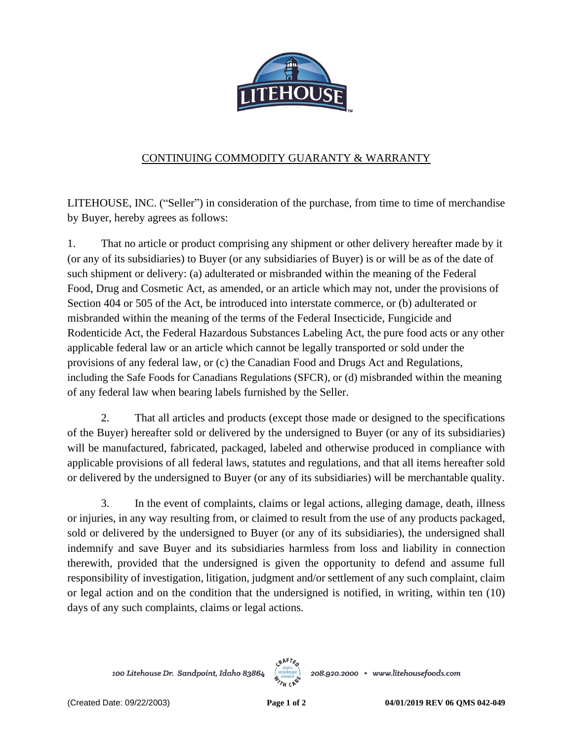## CONTINUING COMMODITY GUARANTY & WARRANTY

LITEHOUSE, INC. ("Seller") in consideration of the purchase, from time to time of merchandise by Buyer, hereby agrees as follows:

1. That no article or product comprising any shipment or other delivery hereafter made by it (or any of its subsidiaries) to Buyer (or any subsidiaries of Buyer) is or will be as of the date of such shipment or delivery: (a) adulterated or misbranded within the meaning of the Federal Food, Drug and Cosmetic Act, as amended, or an article which may not, under the provisions of Section 404 or 505 of the Act, be introduced into interstate commerce, or (b) adulterated or misbranded within the meaning of the terms of the Federal Insecticide, Fungicide and Rodenticide Act, the Federal Hazardous Substances Labeling Act, the pure food acts or any other applicable federal law or an article which cannot be legally transported or sold under the provisions of any federal law, or (c) the Canadian Food and Drugs Act and Regulations, including the Safe Foods for Canadians Regulations (SFCR), or (d) misbranded within the meaning of any federal law when bearing labels furnished by the Seller.

2. That all articles and products (except those made or designed to the specifications of the Buyer) hereafter sold or delivered by the undersigned to Buyer (or any of its subsidiaries) will be manufactured, fabricated, packaged, labeled and otherwise produced in compliance with applicable provisions of all federal laws, statutes and regulations, and that all items hereafter sold or delivered by the undersigned to Buyer (or any of its subsidiaries) will be merchantable quality.

3. In the event of complaints, claims or legal actions, alleging damage, death, illness or injuries, in any way resulting from, or claimed to result from the use of any products packaged, sold or delivered by the undersigned to Buyer (or any of its subsidiaries), the undersigned shall indemnify and save Buyer and its subsidiaries harmless from loss and liability in connection therewith, provided that the undersigned is given the opportunity to defend and assume full responsibility of investigation, litigation, judgment and/or settlement of any such complaint, claim or legal action and on the condition that the undersigned is notified, in writing, within ten (10) days of any such complaints, claims or legal actions.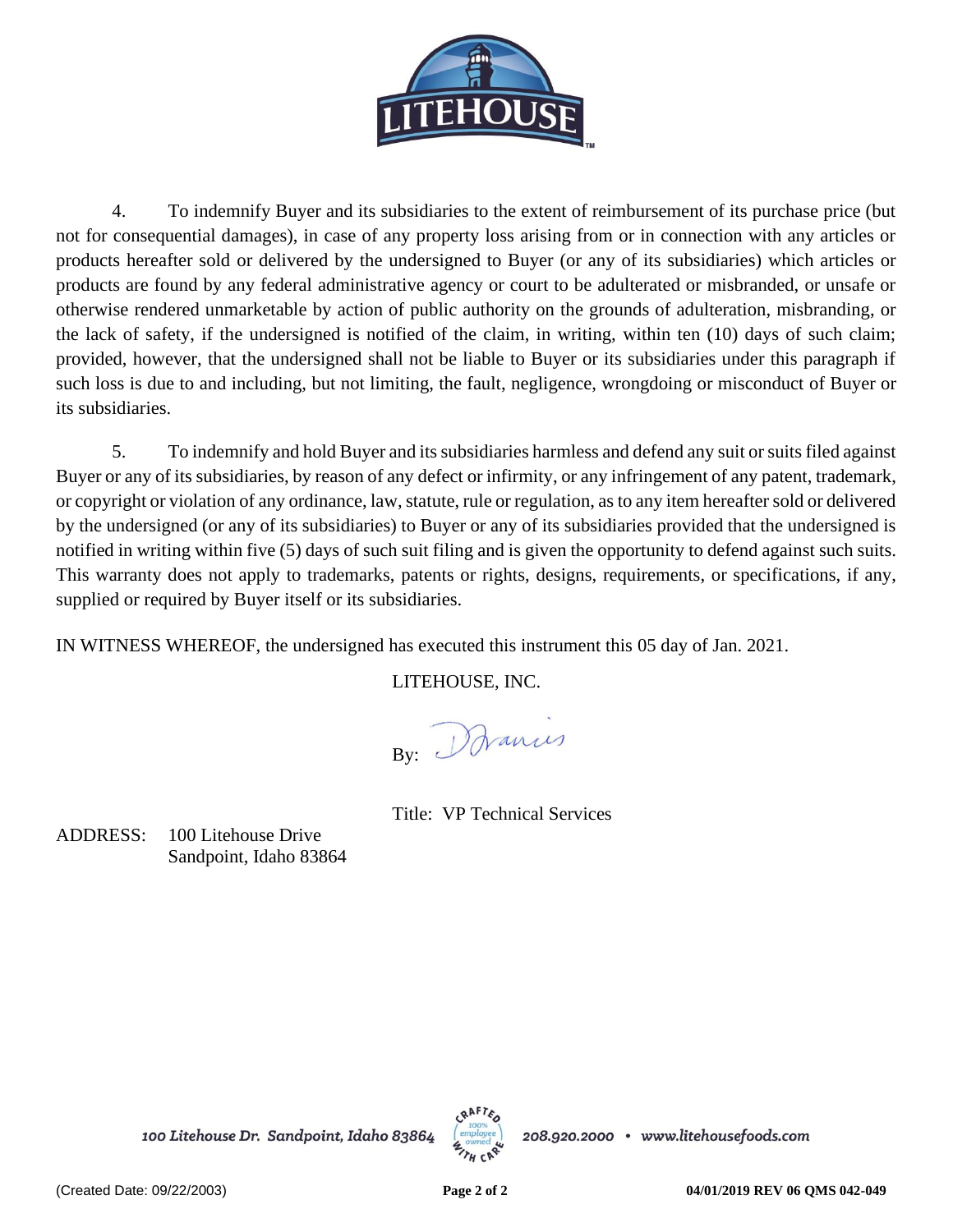4. To indemnify Buyer and its subsidiaries to the extent of reimbursement of its purchase price (but not for consequential damages), in case of any property loss arising from or in connection with any articles or products hereafter sold or delivered by the undersigned to Buyer (or any of its subsidiaries) which articles or products are found by any federal administrative agency or court to be adulterated or misbranded, or unsafe or otherwise rendered unmarketable by action of public authority on the grounds of adulteration, misbranding, or the lack of safety, if the undersigned is notified of the claim, in writing, within ten (10) days of such claim; provided, however, that the undersigned shall not be liable to Buyer or its subsidiaries under this paragraph if such loss is due to and including, but not limiting, the fault, negligence, wrongdoing or misconduct of Buyer or its subsidiaries.

5. To indemnify and hold Buyer and its subsidiaries harmless and defend any suit or suits filed against Buyer or any of its subsidiaries, by reason of any defect or infirmity, or any infringement of any patent, trademark, or copyright or violation of any ordinance, law, statute, rule or regulation, as to any item hereafter sold or delivered by the undersigned (or any of its subsidiaries) to Buyer or any of its subsidiaries provided that the undersigned is notified in writing within five (5) days of such suit filing and is given the opportunity to defend against such suits. This warranty does not apply to trademarks, patents or rights, designs, requirements, or specifications, if any, supplied or required by Buyer itself or its subsidiaries.

IN WITNESS WHEREOF, the undersigned has executed this instrument this 05 day of Jan. 2021.

LITEHOUSE, INC.

By: DFrancis

Title: VP Technical Services

ADDRESS: 100 Litehouse Drive
Sandpoint, Idaho 83864

100 Litehouse Dr. Sandpoint, Idaho 83864 · CRAFTED WITH CARE · 100% employee owned · 208.920.2000 • www.litehousefoods.com

(Created Date: 09/22/2003) 04/01/2019 REV 06 QMS 042-049